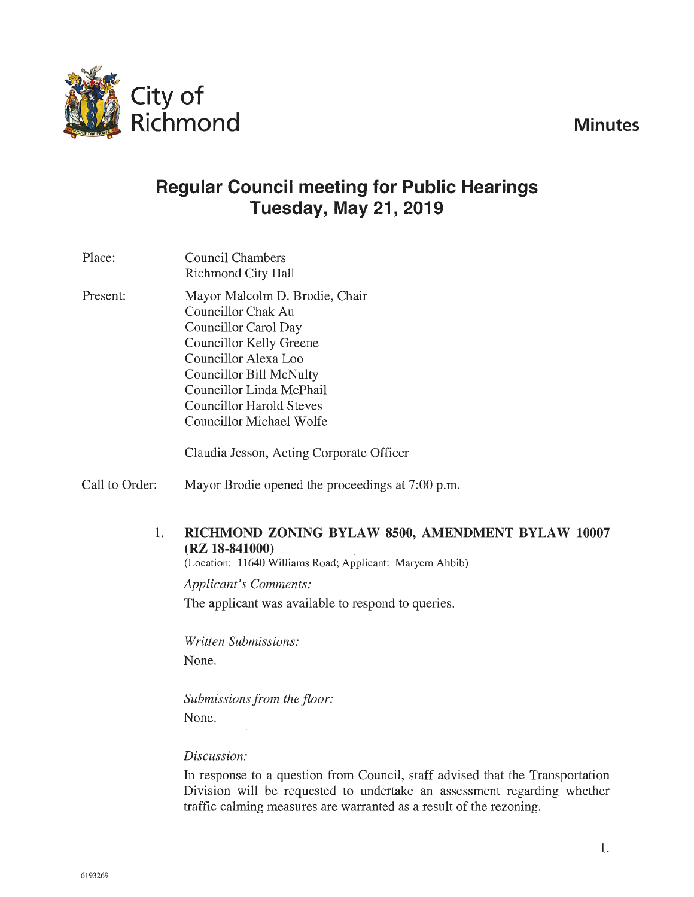City of Richmond

# Minutes

## Regular Council meeting for Public Hearings
## Tuesday, May 21, 2019

Place: Council Chambers
Richmond City Hall

Present: Mayor Malcolm D. Brodie, Chair
Councillor Chak Au
Councillor Carol Day
Councillor Kelly Greene
Councillor Alexa Loo
Councillor Bill McNulty
Councillor Linda McPhail
Councillor Harold Steves
Councillor Michael Wolfe

Claudia Jesson, Acting Corporate Officer

Call to Order: Mayor Brodie opened the proceedings at 7:00 p.m.

1. **RICHMOND ZONING BYLAW 8500, AMENDMENT BYLAW 10007 (RZ 18-841000)**
(Location: 11640 Williams Road; Applicant: Maryem Ahbib)

*Applicant's Comments:*

The applicant was available to respond to queries.

*Written Submissions:*

None.

*Submissions from the floor:*

None.

*Discussion:*

In response to a question from Council, staff advised that the Transportation Division will be requested to undertake an assessment regarding whether traffic calming measures are warranted as a result of the rezoning.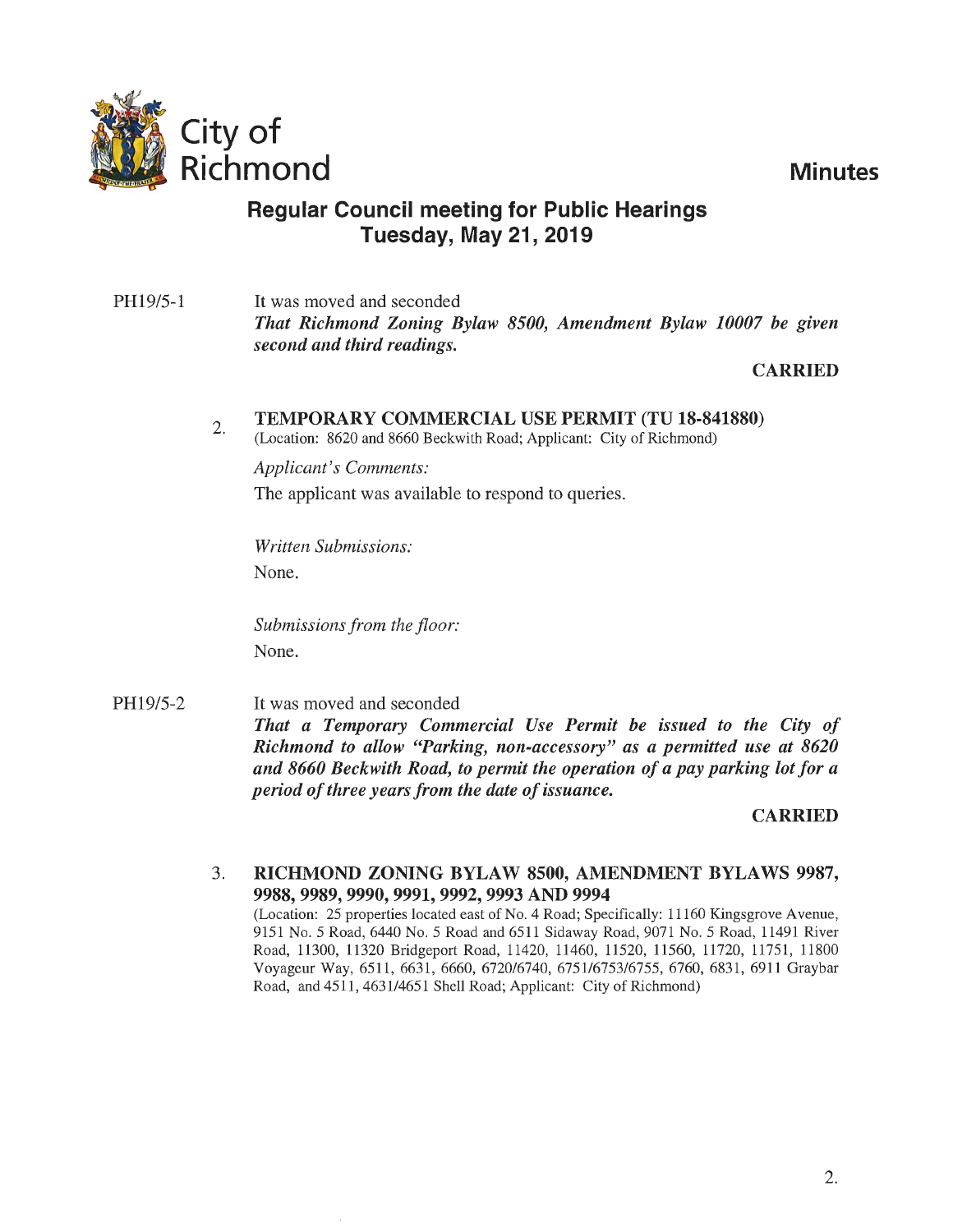# City of Richmond

# Minutes

## Regular Council meeting for Public Hearings
## Tuesday, May 21, 2019

PH19/5-1 It was moved and seconded

***That Richmond Zoning Bylaw 8500, Amendment Bylaw 10007 be given second and third readings.***

**CARRIED**

### 2. TEMPORARY COMMERCIAL USE PERMIT (TU 18-841880)

(Location: 8620 and 8660 Beckwith Road; Applicant: City of Richmond)

*Applicant's Comments:*

The applicant was available to respond to queries.

*Written Submissions:*

None.

*Submissions from the floor:*

None.

PH19/5-2 It was moved and seconded

***That a Temporary Commercial Use Permit be issued to the City of Richmond to allow "Parking, non-accessory" as a permitted use at 8620 and 8660 Beckwith Road, to permit the operation of a pay parking lot for a period of three years from the date of issuance.***

**CARRIED**

### 3. RICHMOND ZONING BYLAW 8500, AMENDMENT BYLAWS 9987, 9988, 9989, 9990, 9991, 9992, 9993 AND 9994

(Location: 25 properties located east of No. 4 Road; Specifically: 11160 Kingsgrove Avenue, 9151 No. 5 Road, 6440 No. 5 Road and 6511 Sidaway Road, 9071 No. 5 Road, 11491 River Road, 11300, 11320 Bridgeport Road, 11420, 11460, 11520, 11560, 11720, 11751, 11800 Voyageur Way, 6511, 6631, 6660, 6720/6740, 6751/6753/6755, 6760, 6831, 6911 Graybar Road, and 4511, 4631/4651 Shell Road; Applicant: City of Richmond)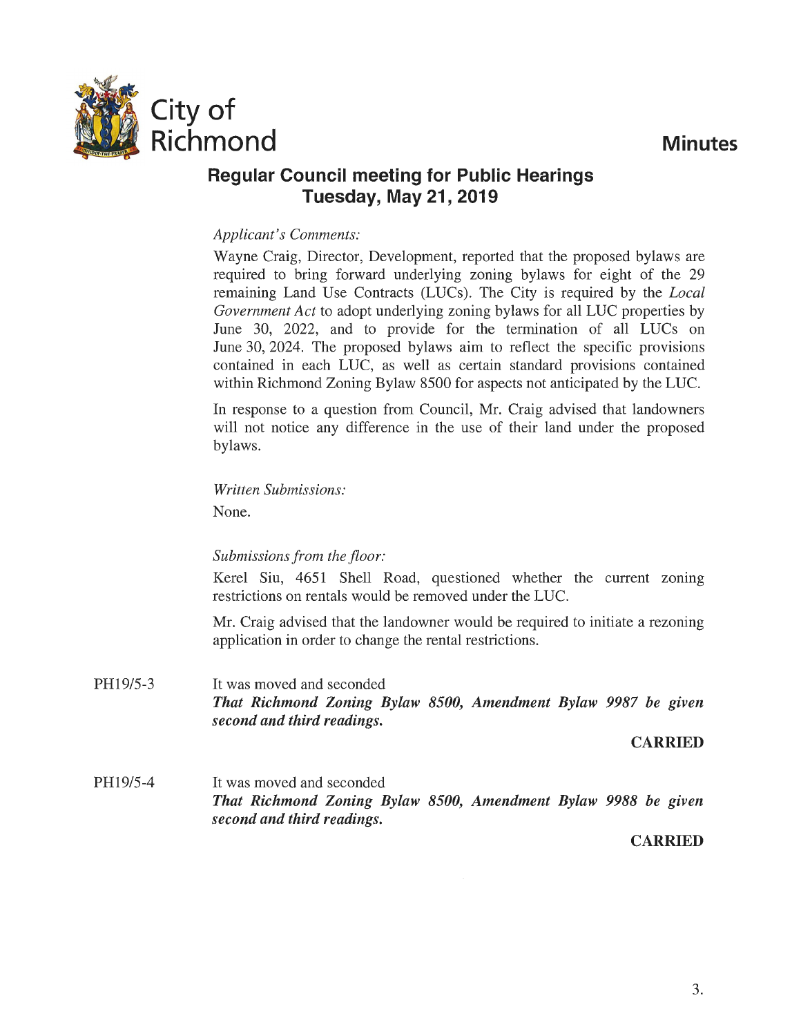# Minutes

## Regular Council meeting for Public Hearings
## Tuesday, May 21, 2019

*Applicant's Comments:*

Wayne Craig, Director, Development, reported that the proposed bylaws are required to bring forward underlying zoning bylaws for eight of the 29 remaining Land Use Contracts (LUCs). The City is required by the *Local Government Act* to adopt underlying zoning bylaws for all LUC properties by June 30, 2022, and to provide for the termination of all LUCs on June 30, 2024. The proposed bylaws aim to reflect the specific provisions contained in each LUC, as well as certain standard provisions contained within Richmond Zoning Bylaw 8500 for aspects not anticipated by the LUC.

In response to a question from Council, Mr. Craig advised that landowners will not notice any difference in the use of their land under the proposed bylaws.

*Written Submissions:*

None.

*Submissions from the floor:*

Kerel Siu, 4651 Shell Road, questioned whether the current zoning restrictions on rentals would be removed under the LUC.

Mr. Craig advised that the landowner would be required to initiate a rezoning application in order to change the rental restrictions.

PH19/5-3 It was moved and seconded
***That Richmond Zoning Bylaw 8500, Amendment Bylaw 9987 be given second and third readings.***

**CARRIED**

PH19/5-4 It was moved and seconded
***That Richmond Zoning Bylaw 8500, Amendment Bylaw 9988 be given second and third readings.***

**CARRIED**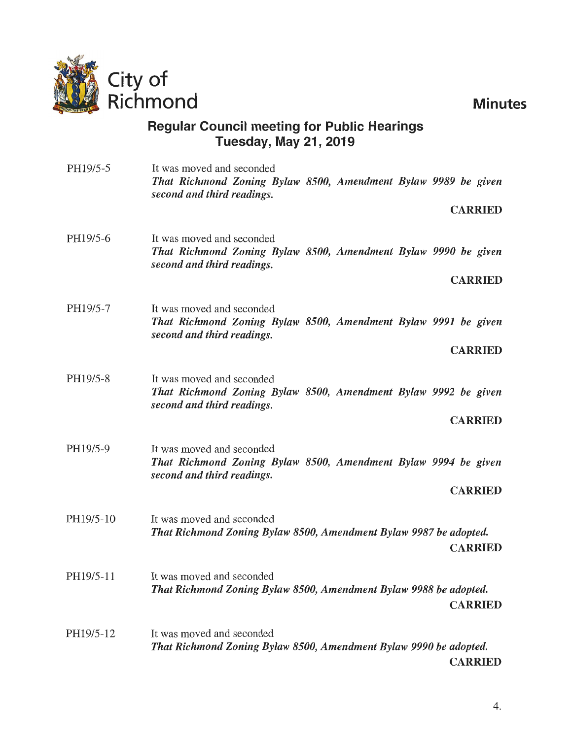City of Richmond

**Minutes**

## Regular Council meeting for Public Hearings
## Tuesday, May 21, 2019

PH19/5-5 It was moved and seconded
***That Richmond Zoning Bylaw 8500, Amendment Bylaw 9989 be given second and third readings.***

**CARRIED**

PH19/5-6 It was moved and seconded
***That Richmond Zoning Bylaw 8500, Amendment Bylaw 9990 be given second and third readings.***

**CARRIED**

PH19/5-7 It was moved and seconded
***That Richmond Zoning Bylaw 8500, Amendment Bylaw 9991 be given second and third readings.***

**CARRIED**

PH19/5-8 It was moved and seconded
***That Richmond Zoning Bylaw 8500, Amendment Bylaw 9992 be given second and third readings.***

**CARRIED**

PH19/5-9 It was moved and seconded
***That Richmond Zoning Bylaw 8500, Amendment Bylaw 9994 be given second and third readings.***

**CARRIED**

PH19/5-10 It was moved and seconded
***That Richmond Zoning Bylaw 8500, Amendment Bylaw 9987 be adopted.***

**CARRIED**

PH19/5-11 It was moved and seconded
***That Richmond Zoning Bylaw 8500, Amendment Bylaw 9988 be adopted.***

**CARRIED**

PH19/5-12 It was moved and seconded
***That Richmond Zoning Bylaw 8500, Amendment Bylaw 9990 be adopted.***

**CARRIED**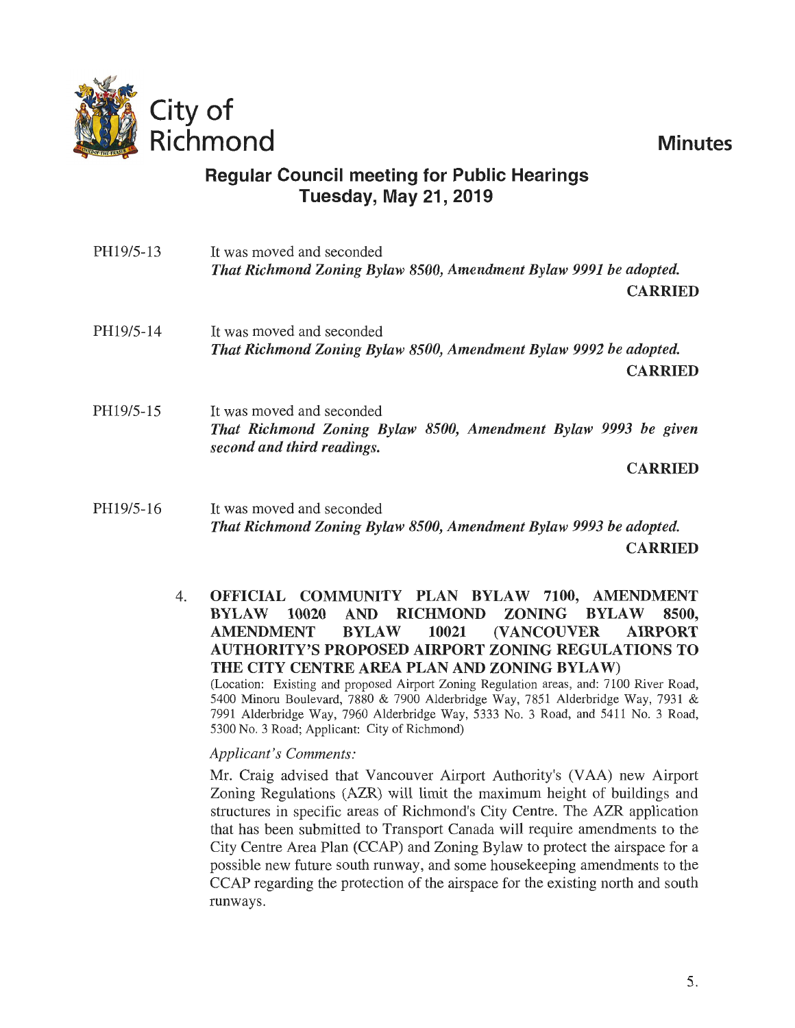PH19/5-13 It was moved and seconded

*That Richmond Zoning Bylaw 8500, Amendment Bylaw 9991 be adopted.*

**CARRIED**

PH19/5-14 It was moved and seconded

*That Richmond Zoning Bylaw 8500, Amendment Bylaw 9992 be adopted.*

**CARRIED**

PH19/5-15 It was moved and seconded

*That Richmond Zoning Bylaw 8500, Amendment Bylaw 9993 be given second and third readings.*

**CARRIED**

PH19/5-16 It was moved and seconded

*That Richmond Zoning Bylaw 8500, Amendment Bylaw 9993 be adopted.*

**CARRIED**

4. **OFFICIAL COMMUNITY PLAN BYLAW 7100, AMENDMENT BYLAW 10020 AND RICHMOND ZONING BYLAW 8500, AMENDMENT BYLAW 10021 (VANCOUVER AIRPORT AUTHORITY'S PROPOSED AIRPORT ZONING REGULATIONS TO THE CITY CENTRE AREA PLAN AND ZONING BYLAW)**

(Location: Existing and proposed Airport Zoning Regulation areas, and: 7100 River Road, 5400 Minoru Boulevard, 7880 & 7900 Alderbridge Way, 7851 Alderbridge Way, 7931 & 7991 Alderbridge Way, 7960 Alderbridge Way, 5333 No. 3 Road, and 5411 No. 3 Road, 5300 No. 3 Road; Applicant: City of Richmond)

*Applicant's Comments:*

Mr. Craig advised that Vancouver Airport Authority's (VAA) new Airport Zoning Regulations (AZR) will limit the maximum height of buildings and structures in specific areas of Richmond's City Centre. The AZR application that has been submitted to Transport Canada will require amendments to the City Centre Area Plan (CCAP) and Zoning Bylaw to protect the airspace for a possible new future south runway, and some housekeeping amendments to the CCAP regarding the protection of the airspace for the existing north and south runways.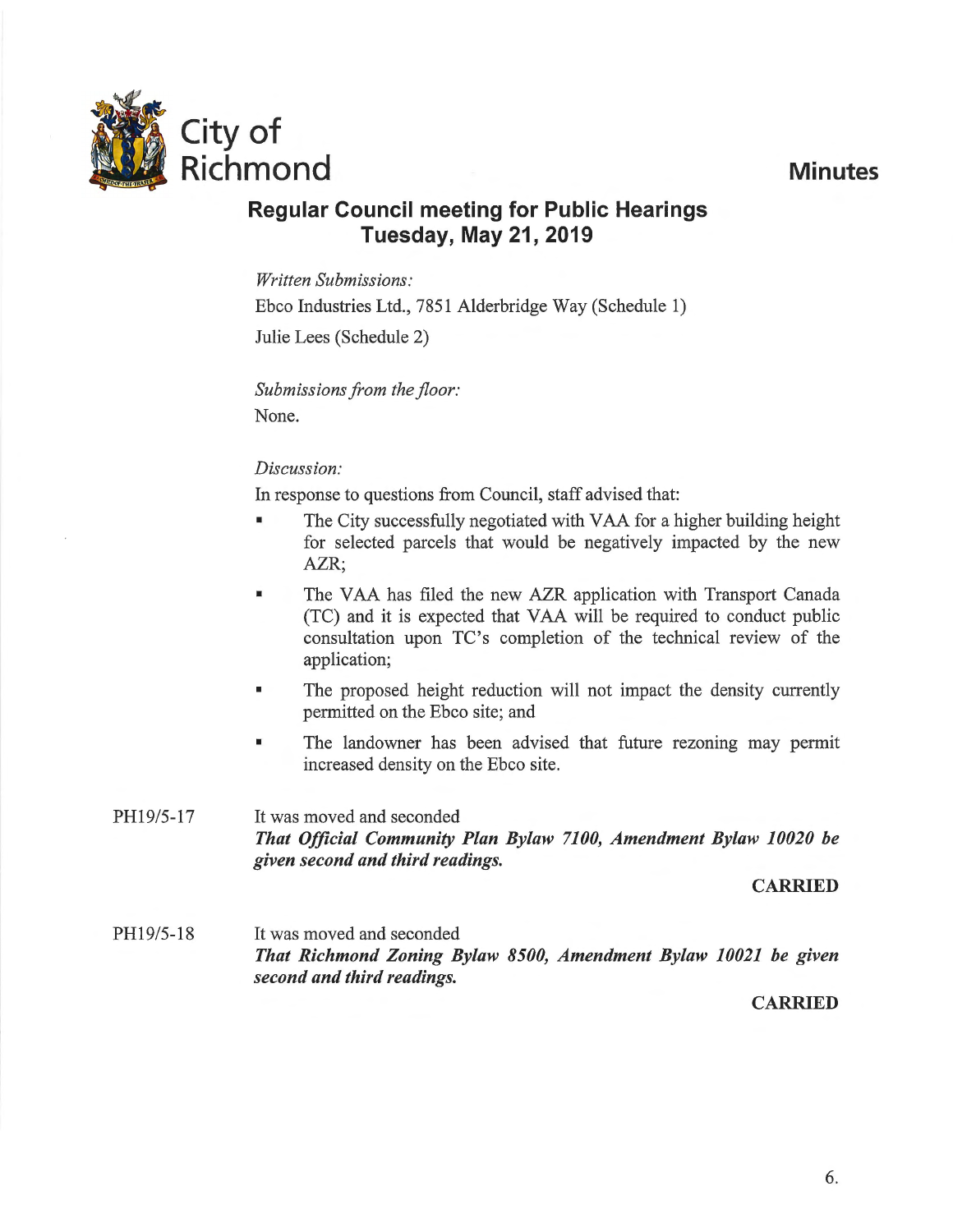*Written Submissions:*

Ebco Industries Ltd., 7851 Alderbridge Way (Schedule 1)

Julie Lees (Schedule 2)

*Submissions from the floor:*

None.

*Discussion:*

In response to questions from Council, staff advised that:

- The City successfully negotiated with VAA for a higher building height for selected parcels that would be negatively impacted by the new AZR;
- The VAA has filed the new AZR application with Transport Canada (TC) and it is expected that VAA will be required to conduct public consultation upon TC's completion of the technical review of the application;
- The proposed height reduction will not impact the density currently permitted on the Ebco site; and
- The landowner has been advised that future rezoning may permit increased density on the Ebco site.

PH19/5-17

It was moved and seconded

***That Official Community Plan Bylaw 7100, Amendment Bylaw 10020 be given second and third readings.***

**CARRIED**

PH19/5-18

It was moved and seconded

***That Richmond Zoning Bylaw 8500, Amendment Bylaw 10021 be given second and third readings.***

**CARRIED**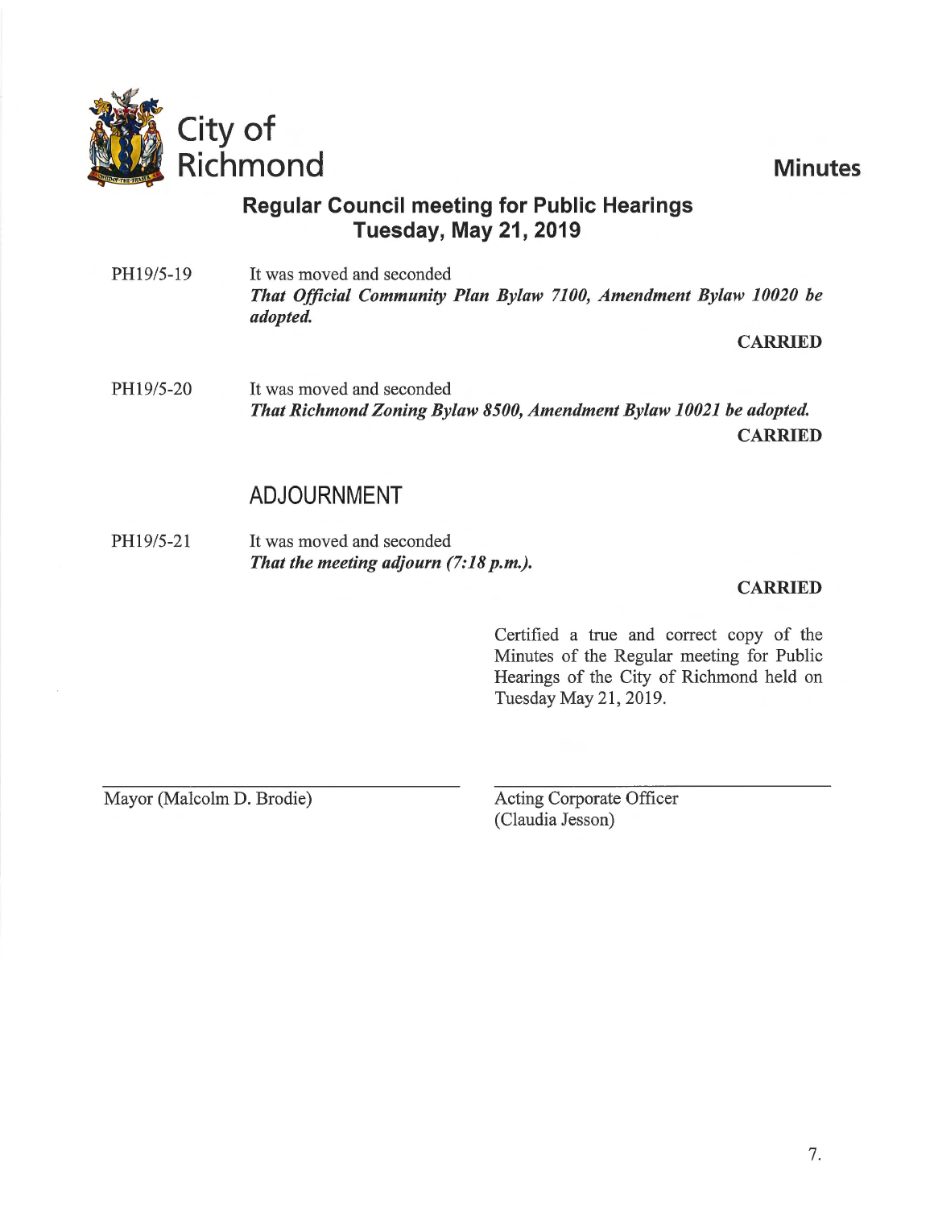City of Richmond

**Minutes**

## Regular Council meeting for Public Hearings
## Tuesday, May 21, 2019

PH19/5-19 It was moved and seconded
***That Official Community Plan Bylaw 7100, Amendment Bylaw 10020 be adopted.***

**CARRIED**

PH19/5-20 It was moved and seconded
***That Richmond Zoning Bylaw 8500, Amendment Bylaw 10021 be adopted.***

**CARRIED**

## ADJOURNMENT

PH19/5-21 It was moved and seconded
***That the meeting adjourn (7:18 p.m.).***

**CARRIED**

Certified a true and correct copy of the Minutes of the Regular meeting for Public Hearings of the City of Richmond held on Tuesday May 21, 2019.

Mayor (Malcolm D. Brodie)

Acting Corporate Officer
(Claudia Jesson)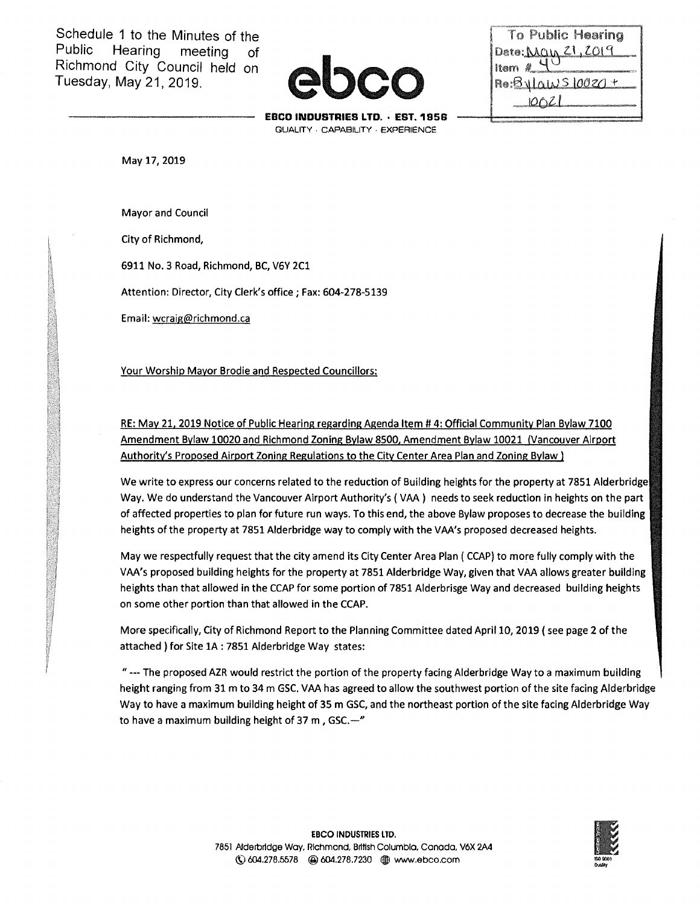Schedule 1 to the Minutes of the Public Hearing meeting of Richmond City Council held on Tuesday, May 21, 2019.

**ebco**

**EBCO INDUSTRIES LTD. · EST. 1956**
QUALITY · CAPABILITY · EXPERIENCE

| To Public Hearing |
| --- |
| Date: May 21, 2019 |
| Item # 4 |
| Re: Bylaws 10020 + 10021 |

May 17, 2019

Mayor and Council

City of Richmond,

6911 No. 3 Road, Richmond, BC, V6Y 2C1

Attention: Director, City Clerk's office ; Fax: 604-278-5139

Email: wcraig@richmond.ca

Your Worship Mayor Brodie and Respected Councillors:

RE: May 21, 2019 Notice of Public Hearing regarding Agenda Item # 4: Official Community Plan Bylaw 7100 Amendment Bylaw 10020 and Richmond Zoning Bylaw 8500, Amendment Bylaw 10021 (Vancouver Airport Authority's Proposed Airport Zoning Regulations to the City Center Area Plan and Zoning Bylaw )

We write to express our concerns related to the reduction of Building heights for the property at 7851 Alderbridge Way. We do understand the Vancouver Airport Authority's ( VAA ) needs to seek reduction in heights on the part of affected properties to plan for future run ways. To this end, the above Bylaw proposes to decrease the building heights of the property at 7851 Alderbridge way to comply with the VAA's proposed decreased heights.

May we respectfully request that the city amend its City Center Area Plan ( CCAP) to more fully comply with the VAA's proposed building heights for the property at 7851 Alderbridge Way, given that VAA allows greater building heights than that allowed in the CCAP for some portion of 7851 Alderbrisge Way and decreased building heights on some other portion than that allowed in the CCAP.

More specifically, City of Richmond Report to the Planning Committee dated April 10, 2019 ( see page 2 of the attached ) for Site 1A : 7851 Alderbridge Way states:

" --- The proposed AZR would restrict the portion of the property facing Alderbridge Way to a maximum building height ranging from 31 m to 34 m GSC. VAA has agreed to allow the southwest portion of the site facing Alderbridge Way to have a maximum building height of 35 m GSC, and the northeast portion of the site facing Alderbridge Way to have a maximum building height of 37 m , GSC.—"

**EBCO INDUSTRIES LTD.**
7851 Alderbridge Way, Richmond, British Columbia, Canada, V6X 2A4
604.278.5578 · 604.278.7230 · www.ebco.com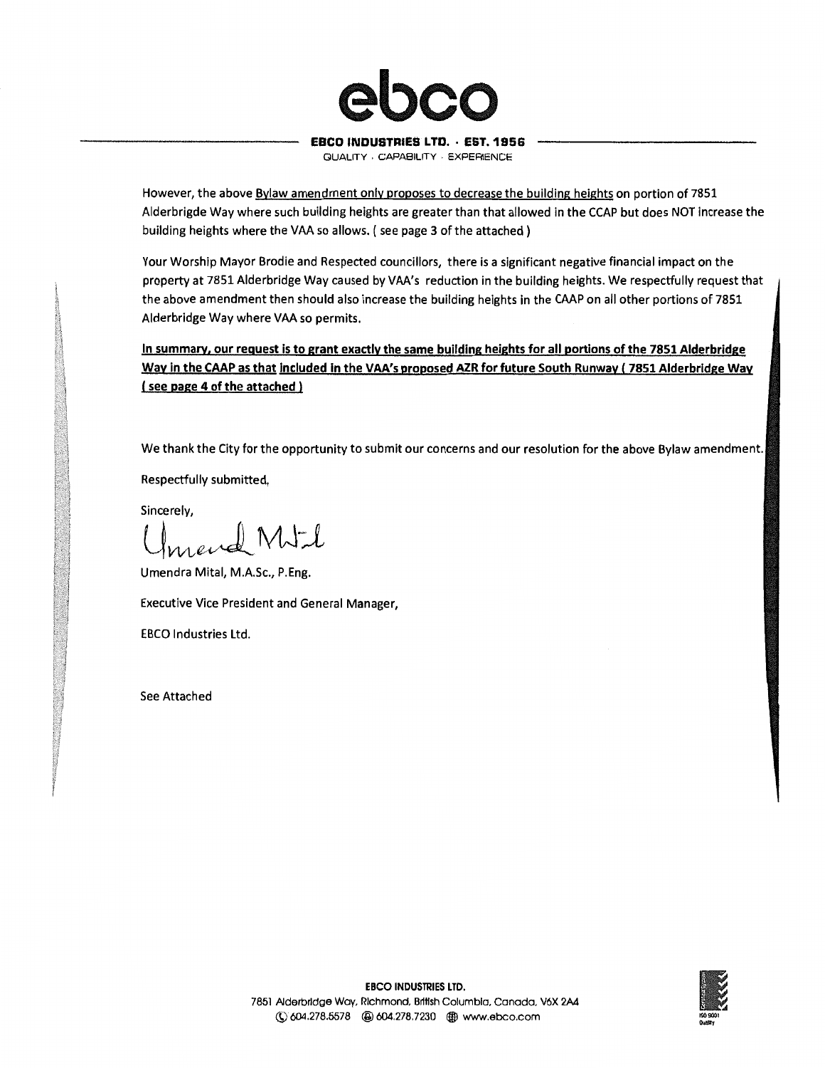However, the above Bylaw amendment only proposes to decrease the building heights on portion of 7851 Alderbrigde Way where such building heights are greater than that allowed in the CCAP but does NOT increase the building heights where the VAA so allows. ( see page 3 of the attached )

Your Worship Mayor Brodie and Respected councillors, there is a significant negative financial impact on the property at 7851 Alderbridge Way caused by VAA's reduction in the building heights. We respectfully request that the above amendment then should also increase the building heights in the CAAP on all other portions of 7851 Alderbridge Way where VAA so permits.

**In summary, our request is to grant exactly the same building heights for all portions of the 7851 Alderbridge Way in the CAAP as that included in the VAA's proposed AZR for future South Runway ( 7851 Alderbridge Way ( see page 4 of the attached )**

We thank the City for the opportunity to submit our concerns and our resolution for the above Bylaw amendment.

Respectfully submitted,

Sincerely,

Umendra Mital

Umendra Mital, M.A.Sc., P.Eng.

Executive Vice President and General Manager,

EBCO Industries Ltd.

See Attached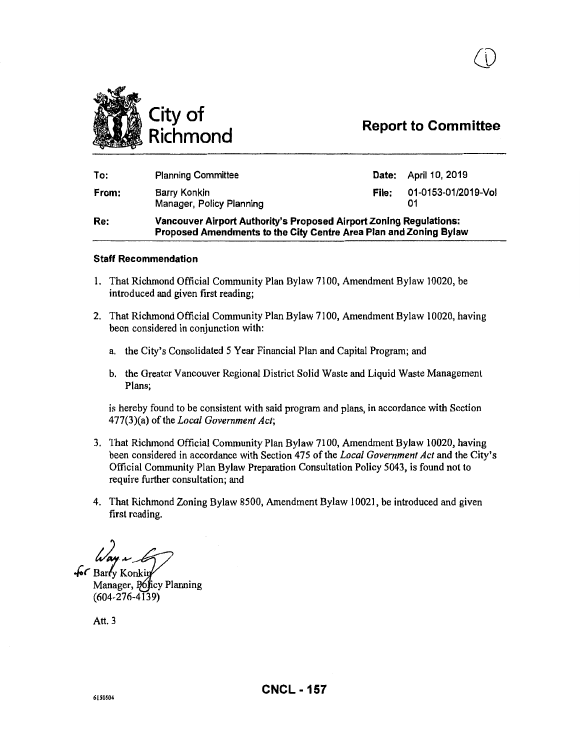# City of Richmond

## Report to Committee

| | | | |
|---|---|---|---|
| **To:** | Planning Committee | **Date:** | April 10, 2019 |
| **From:** | Barry Konkin<br>Manager, Policy Planning | **File:** | 01-0153-01/2019-Vol 01 |
| **Re:** | **Vancouver Airport Authority's Proposed Airport Zoning Regulations: Proposed Amendments to the City Centre Area Plan and Zoning Bylaw** | | |

### Staff Recommendation

1. That Richmond Official Community Plan Bylaw 7100, Amendment Bylaw 10020, be introduced and given first reading;

2. That Richmond Official Community Plan Bylaw 7100, Amendment Bylaw 10020, having been considered in conjunction with:

   a. the City's Consolidated 5 Year Financial Plan and Capital Program; and

   b. the Greater Vancouver Regional District Solid Waste and Liquid Waste Management Plans;

   is hereby found to be consistent with said program and plans, in accordance with Section 477(3)(a) of the *Local Government Act*;

3. That Richmond Official Community Plan Bylaw 7100, Amendment Bylaw 10020, having been considered in accordance with Section 475 of the *Local Government Act* and the City's Official Community Plan Bylaw Preparation Consultation Policy 5043, is found not to require further consultation; and

4. That Richmond Zoning Bylaw 8500, Amendment Bylaw 10021, be introduced and given first reading.

for Barry Konkin
Manager, Policy Planning
(604-276-4139)

Att. 3

6150504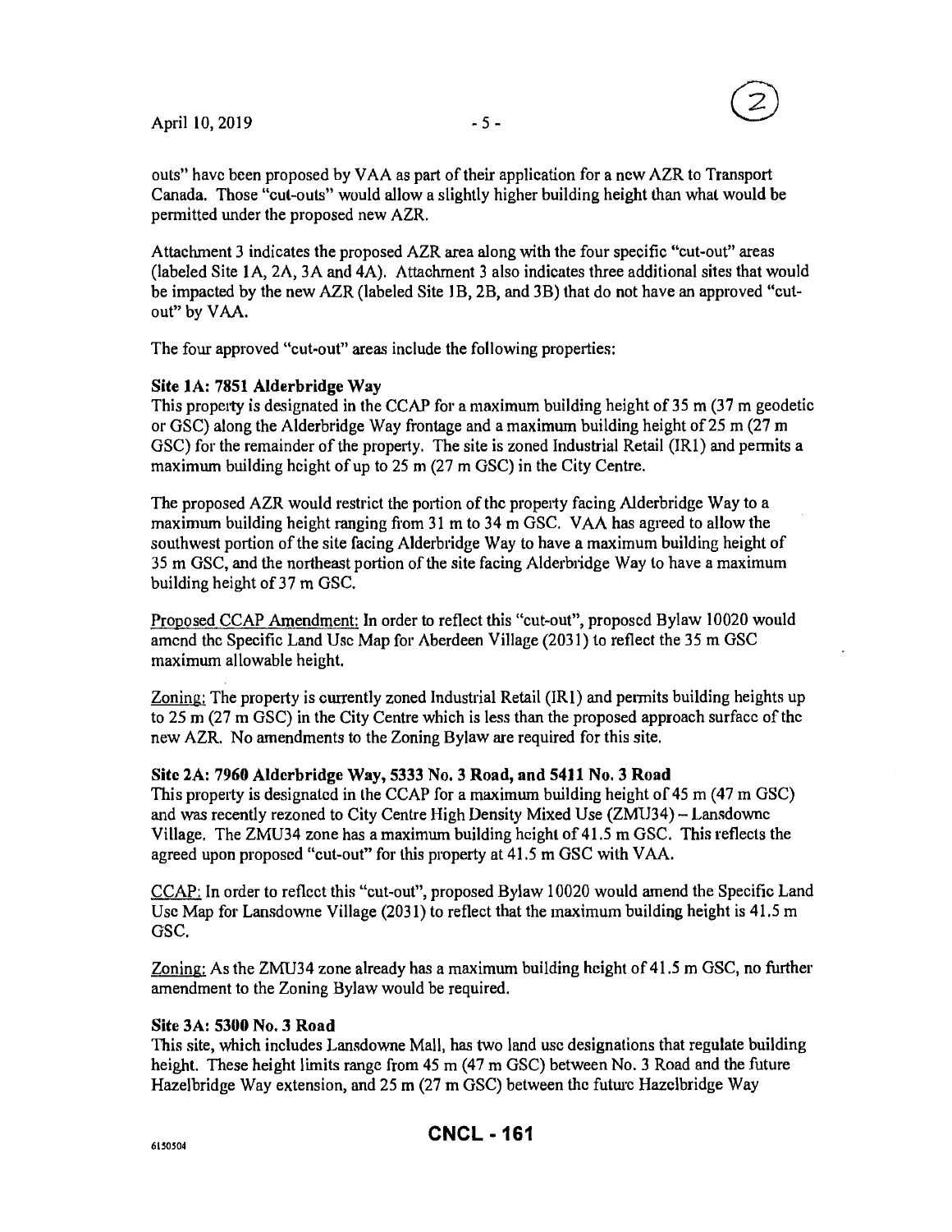outs" have been proposed by VAA as part of their application for a new AZR to Transport Canada. Those "cut-outs" would allow a slightly higher building height than what would be permitted under the proposed new AZR.

Attachment 3 indicates the proposed AZR area along with the four specific "cut-out" areas (labeled Site 1A, 2A, 3A and 4A). Attachment 3 also indicates three additional sites that would be impacted by the new AZR (labeled Site 1B, 2B, and 3B) that do not have an approved "cut-out" by VAA.

The four approved "cut-out" areas include the following properties:

**Site 1A: 7851 Alderbridge Way**

This property is designated in the CCAP for a maximum building height of 35 m (37 m geodetic or GSC) along the Alderbridge Way frontage and a maximum building height of 25 m (27 m GSC) for the remainder of the property. The site is zoned Industrial Retail (IR1) and permits a maximum building height of up to 25 m (27 m GSC) in the City Centre.

The proposed AZR would restrict the portion of the property facing Alderbridge Way to a maximum building height ranging from 31 m to 34 m GSC. VAA has agreed to allow the southwest portion of the site facing Alderbridge Way to have a maximum building height of 35 m GSC, and the northeast portion of the site facing Alderbridge Way to have a maximum building height of 37 m GSC.

Proposed CCAP Amendment: In order to reflect this "cut-out", proposed Bylaw 10020 would amend the Specific Land Use Map for Aberdeen Village (2031) to reflect the 35 m GSC maximum allowable height.

Zoning: The property is currently zoned Industrial Retail (IR1) and permits building heights up to 25 m (27 m GSC) in the City Centre which is less than the proposed approach surface of the new AZR. No amendments to the Zoning Bylaw are required for this site.

**Site 2A: 7960 Alderbridge Way, 5333 No. 3 Road, and 5411 No. 3 Road**

This property is designated in the CCAP for a maximum building height of 45 m (47 m GSC) and was recently rezoned to City Centre High Density Mixed Use (ZMU34) – Lansdowne Village. The ZMU34 zone has a maximum building height of 41.5 m GSC. This reflects the agreed upon proposed "cut-out" for this property at 41.5 m GSC with VAA.

CCAP: In order to reflect this "cut-out", proposed Bylaw 10020 would amend the Specific Land Use Map for Lansdowne Village (2031) to reflect that the maximum building height is 41.5 m GSC.

Zoning: As the ZMU34 zone already has a maximum building height of 41.5 m GSC, no further amendment to the Zoning Bylaw would be required.

**Site 3A: 5300 No. 3 Road**

This site, which includes Lansdowne Mall, has two land use designations that regulate building height. These height limits range from 45 m (47 m GSC) between No. 3 Road and the future Hazelbridge Way extension, and 25 m (27 m GSC) between the future Hazelbridge Way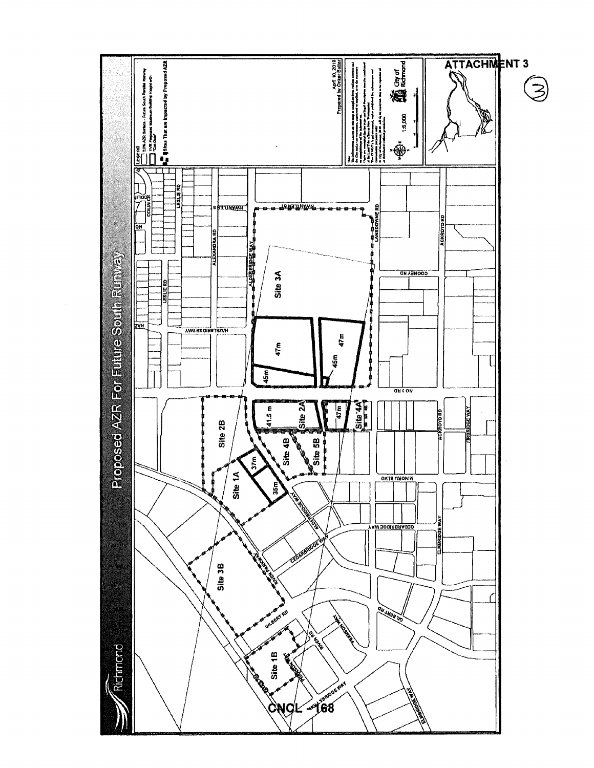ATTACHMENT 3

# Proposed AZR For Future South Runway

Richmond

**Legend**

- 33% AZR Surface - Future South Parallel Runway
- YVR Proposed Maximum Building Height with "Cut-Outs"
- Sites That are Impacted by Proposed AZR

April 10, 2019
Prepared by Omkar Buttar

1:6,000

City of Richmond

Site 1A — 37m, 35m

Site 1B

Site 2A — 41.5 m

Site 2B

Site 3A — 45m, 47m, 45m, 47m

Site 3B

Site 4A — 47m

Site 4B

Site 5B

CNCL - 168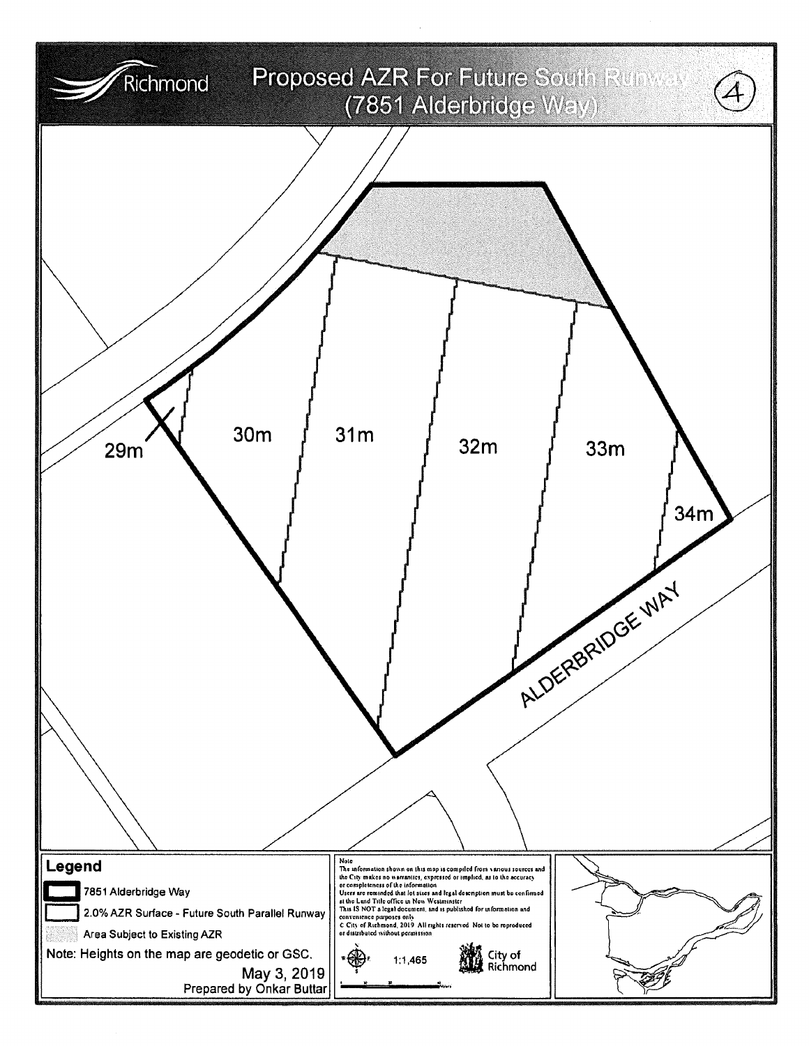# Proposed AZR For Future South Runway (7851 Alderbridge Way)

(4)

29m

30m

31m

32m

33m

34m

ALDERBRIDGE WAY

**Legend**

- 7851 Alderbridge Way
- 2.0% AZR Surface - Future South Parallel Runway
- Area Subject to Existing AZR

Note: Heights on the map are geodetic or GSC.

May 3, 2019
Prepared by Onkar Buttar

Note
The information shown on this map is compiled from various sources and the City makes no warranties, expressed or implied, as to the accuracy or completeness of the information.
Users are reminded that lot sizes and legal description must be confirmed at the Land Title office in New Westminster.
This IS NOT a legal document, and is published for information and convenience purposes only.
© City of Richmond, 2019. All rights reserved. Not to be reproduced or distributed without permission.

1:1,465

City of Richmond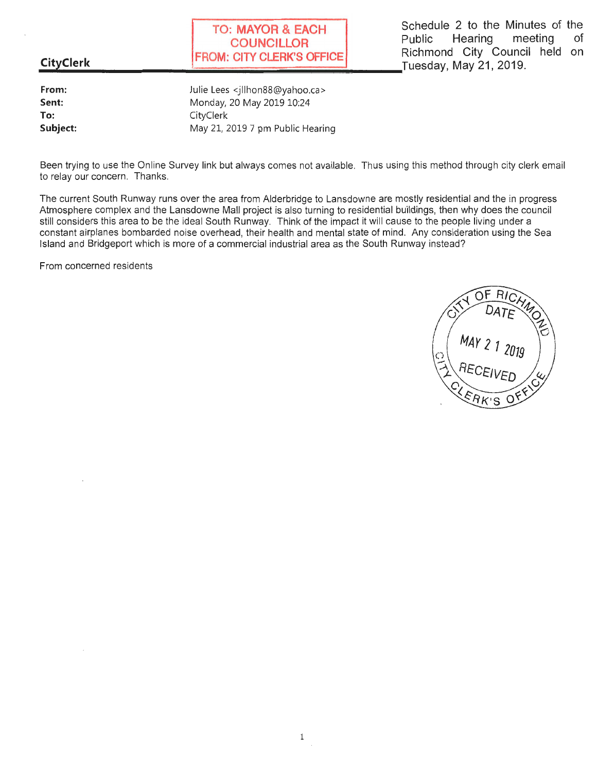**CityClerk**

TO: MAYOR & EACH COUNCILLOR
FROM: CITY CLERK'S OFFICE

Schedule 2 to the Minutes of the Public Hearing meeting of Richmond City Council held on Tuesday, May 21, 2019.

**From:** Julie Lees <jllhon88@yahoo.ca>
**Sent:** Monday, 20 May 2019 10:24
**To:** CityClerk
**Subject:** May 21, 2019 7 pm Public Hearing

Been trying to use the Online Survey link but always comes not available. Thus using this method through city clerk email to relay our concern. Thanks.

The current South Runway runs over the area from Alderbridge to Lansdowne are mostly residential and the in progress Atmosphere complex and the Lansdowne Mall project is also turning to residential buildings, then why does the council still considers this area to be the ideal South Runway. Think of the impact it will cause to the people living under a constant airplanes bombarded noise overhead, their health and mental state of mind. Any consideration using the Sea Island and Bridgeport which is more of a commercial industrial area as the South Runway instead?

From concerned residents

CITY OF RICHMOND
DATE
MAY 21 2019
RECEIVED
CLERK'S OFFICE